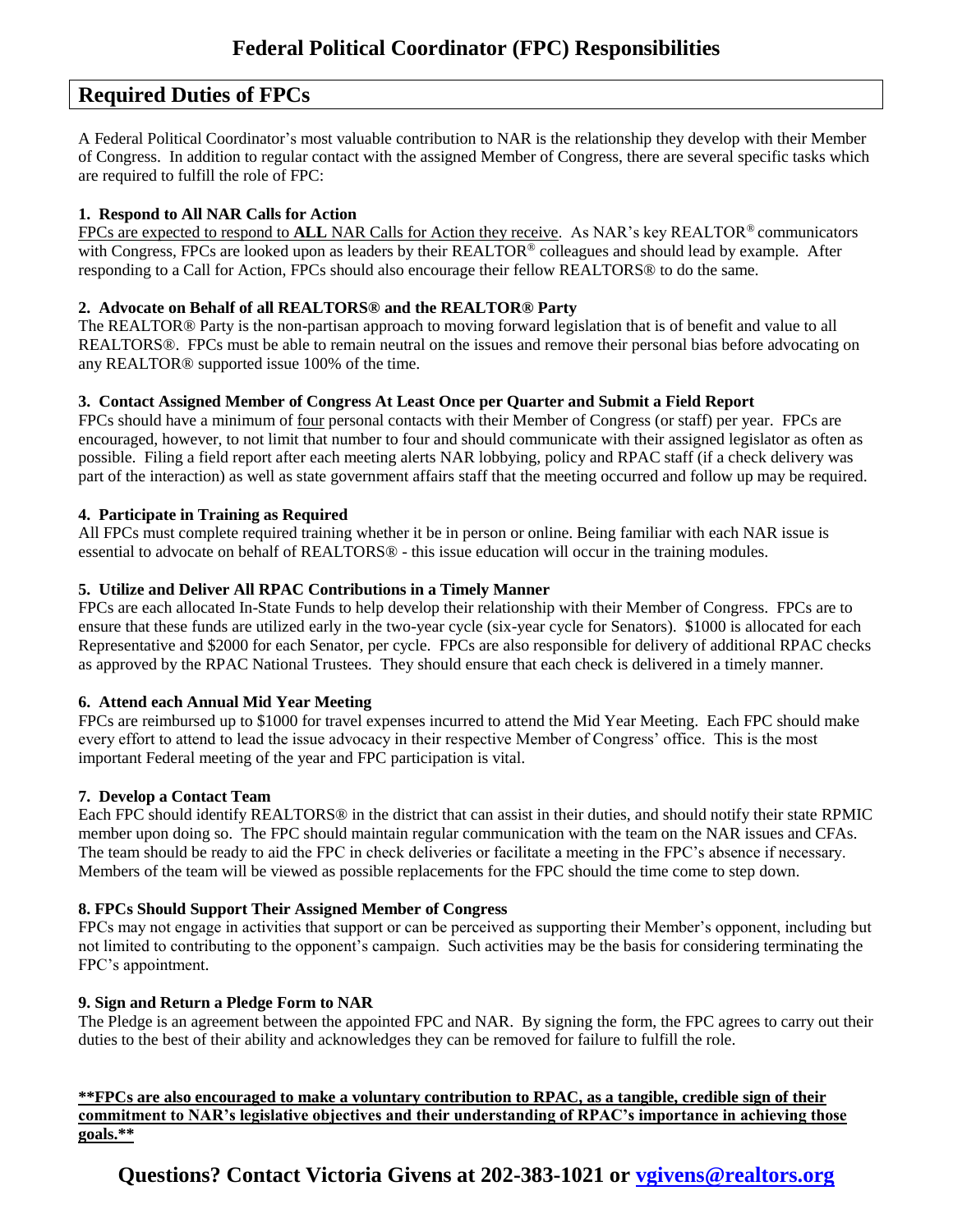# Federal Political Coordinator (FPC) Responsibilities

## Required Duties of FPCs

A Federal Political Coordinator's most valuable contribution to NAR is the relationship they develop with their Member of Congress. In addition to regular contact with the assigned Member of Congress, there are several specific tasks which are required to fulfill the role of FPC:

**1. Respond to All NAR Calls for Action**

<u>FPCs are expected to respond to **ALL** NAR Calls for Action they receive</u>. As NAR's key REALTOR® communicators with Congress, FPCs are looked upon as leaders by their REALTOR® colleagues and should lead by example. After responding to a Call for Action, FPCs should also encourage their fellow REALTORS® to do the same.

**2. Advocate on Behalf of all REALTORS® and the REALTOR® Party**

The REALTOR® Party is the non-partisan approach to moving forward legislation that is of benefit and value to all REALTORS®. FPCs must be able to remain neutral on the issues and remove their personal bias before advocating on any REALTOR® supported issue 100% of the time.

**3. Contact Assigned Member of Congress At Least Once per Quarter and Submit a Field Report**

FPCs should have a minimum of <u>four</u> personal contacts with their Member of Congress (or staff) per year. FPCs are encouraged, however, to not limit that number to four and should communicate with their assigned legislator as often as possible. Filing a field report after each meeting alerts NAR lobbying, policy and RPAC staff (if a check delivery was part of the interaction) as well as state government affairs staff that the meeting occurred and follow up may be required.

**4. Participate in Training as Required**

All FPCs must complete required training whether it be in person or online. Being familiar with each NAR issue is essential to advocate on behalf of REALTORS® - this issue education will occur in the training modules.

**5. Utilize and Deliver All RPAC Contributions in a Timely Manner**

FPCs are each allocated In-State Funds to help develop their relationship with their Member of Congress. FPCs are to ensure that these funds are utilized early in the two-year cycle (six-year cycle for Senators). $1000 is allocated for each Representative and $2000 for each Senator, per cycle. FPCs are also responsible for delivery of additional RPAC checks as approved by the RPAC National Trustees. They should ensure that each check is delivered in a timely manner.

**6. Attend each Annual Mid Year Meeting**

FPCs are reimbursed up to $1000 for travel expenses incurred to attend the Mid Year Meeting. Each FPC should make every effort to attend to lead the issue advocacy in their respective Member of Congress' office. This is the most important Federal meeting of the year and FPC participation is vital.

**7. Develop a Contact Team**

Each FPC should identify REALTORS® in the district that can assist in their duties, and should notify their state RPMIC member upon doing so. The FPC should maintain regular communication with the team on the NAR issues and CFAs. The team should be ready to aid the FPC in check deliveries or facilitate a meeting in the FPC's absence if necessary. Members of the team will be viewed as possible replacements for the FPC should the time come to step down.

**8. FPCs Should Support Their Assigned Member of Congress**

FPCs may not engage in activities that support or can be perceived as supporting their Member's opponent, including but not limited to contributing to the opponent's campaign. Such activities may be the basis for considering terminating the FPC's appointment.

**9. Sign and Return a Pledge Form to NAR**

The Pledge is an agreement between the appointed FPC and NAR. By signing the form, the FPC agrees to carry out their duties to the best of their ability and acknowledges they can be removed for failure to fulfill the role.

<u>**\*\*FPCs are also encouraged to make a voluntary contribution to RPAC, as a tangible, credible sign of their commitment to NAR's legislative objectives and their understanding of RPAC's importance in achieving those goals.\*\***</u>

## Questions? Contact Victoria Givens at 202-383-1021 or [vgivens@realtors.org](mailto:vgivens@realtors.org)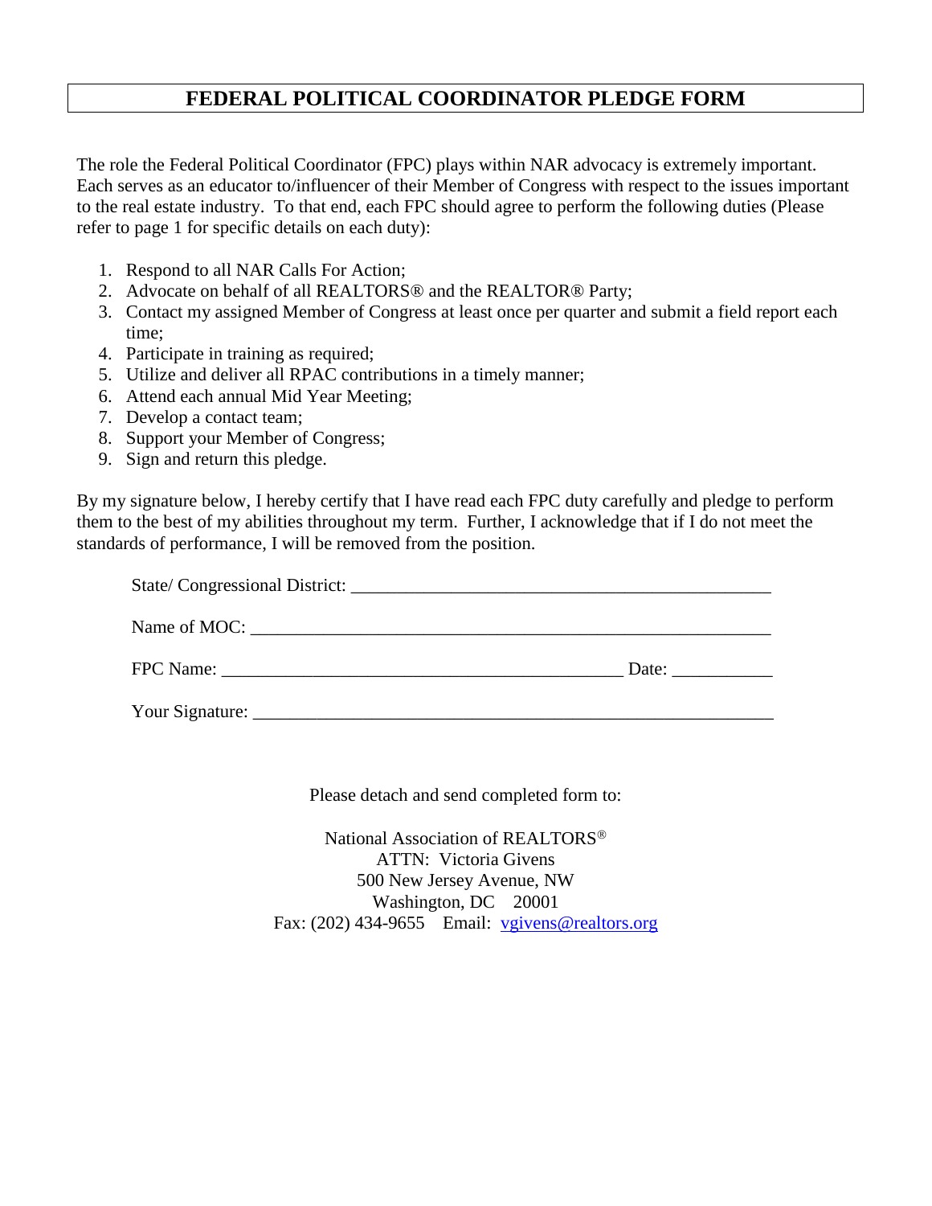# FEDERAL POLITICAL COORDINATOR PLEDGE FORM

The role the Federal Political Coordinator (FPC) plays within NAR advocacy is extremely important. Each serves as an educator to/influencer of their Member of Congress with respect to the issues important to the real estate industry. To that end, each FPC should agree to perform the following duties (Please refer to page 1 for specific details on each duty):

1. Respond to all NAR Calls For Action;
2. Advocate on behalf of all REALTORS® and the REALTOR® Party;
3. Contact my assigned Member of Congress at least once per quarter and submit a field report each time;
4. Participate in training as required;
5. Utilize and deliver all RPAC contributions in a timely manner;
6. Attend each annual Mid Year Meeting;
7. Develop a contact team;
8. Support your Member of Congress;
9. Sign and return this pledge.

By my signature below, I hereby certify that I have read each FPC duty carefully and pledge to perform them to the best of my abilities throughout my term. Further, I acknowledge that if I do not meet the standards of performance, I will be removed from the position.

State/ Congressional District: _______________________________________________

Name of MOC: ___________________________________________________________

FPC Name: ____________________________________________ Date: ___________

Your Signature: __________________________________________________________

Please detach and send completed form to:

National Association of REALTORS®
ATTN: Victoria Givens
500 New Jersey Avenue, NW
Washington, DC 20001
Fax: (202) 434-9655 Email: vgivens@realtors.org